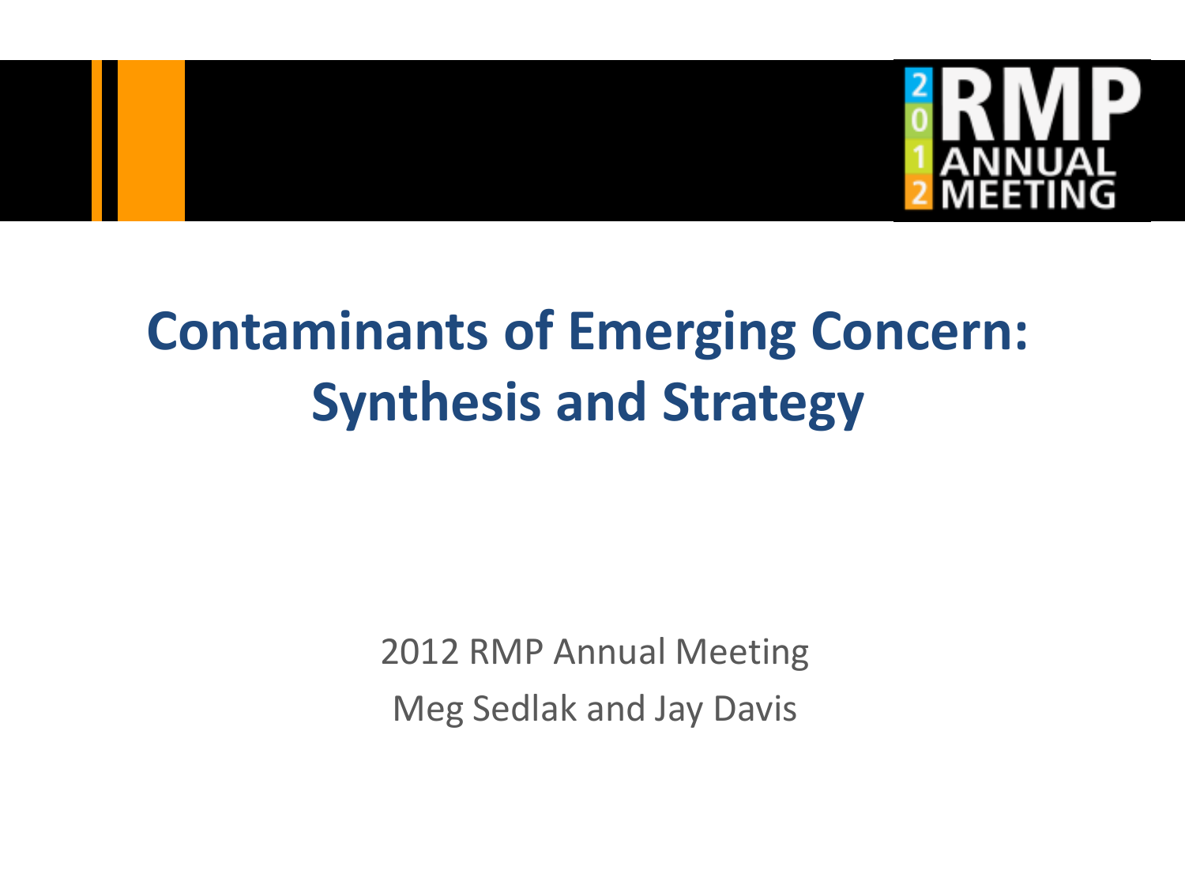# Contaminants of Emerging Concern: Synthesis and Strategy

2012 RMP Annual Meeting

Meg Sedlak and Jay Davis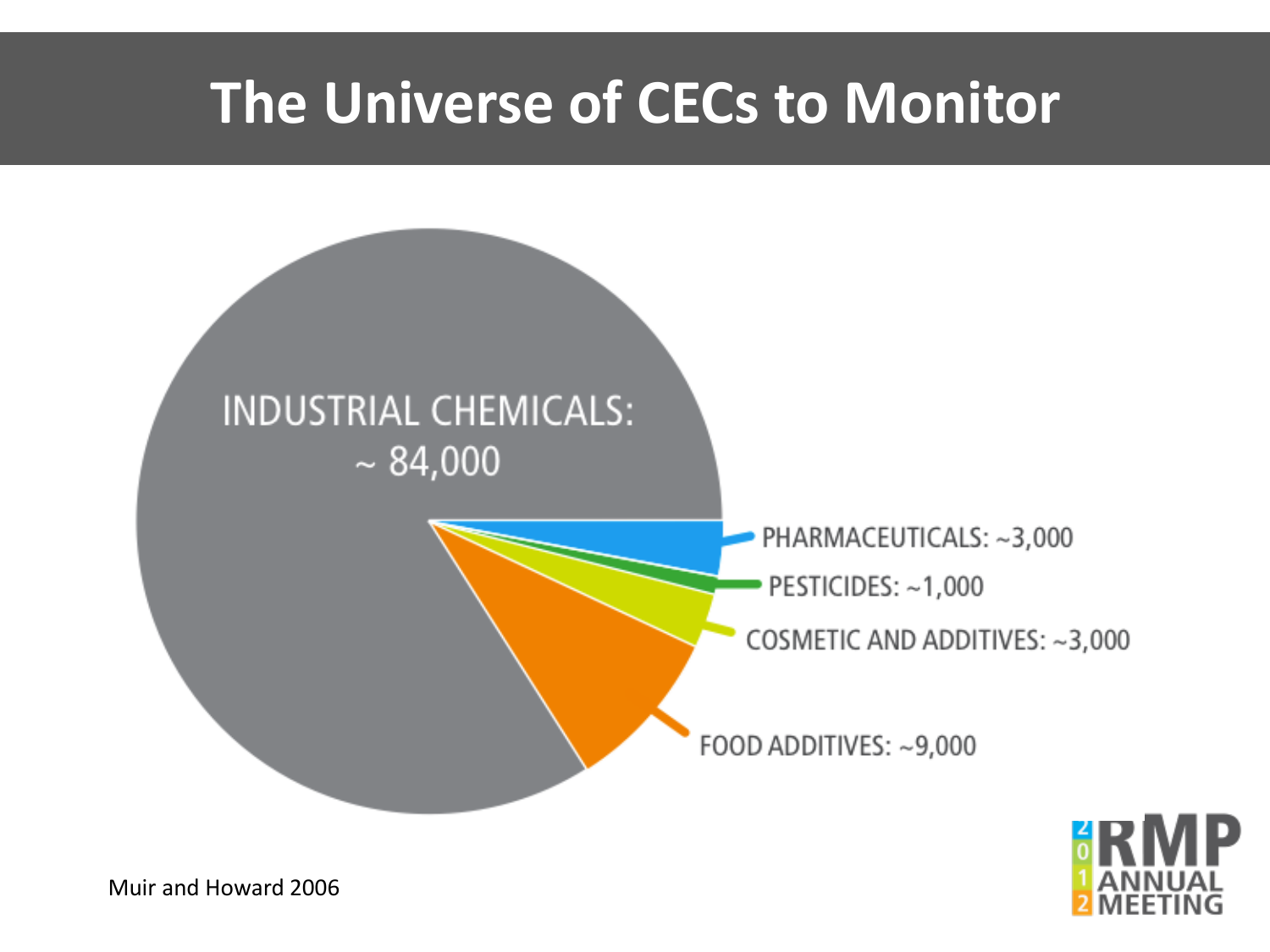# The Universe of CECs to Monitor

INDUSTRIAL CHEMICALS: ~ 84,000

PHARMACEUTICALS: ~3,000

PESTICIDES: ~1,000

COSMETIC AND ADDITIVES: ~3,000

FOOD ADDITIVES: ~9,000

Muir and Howard 2006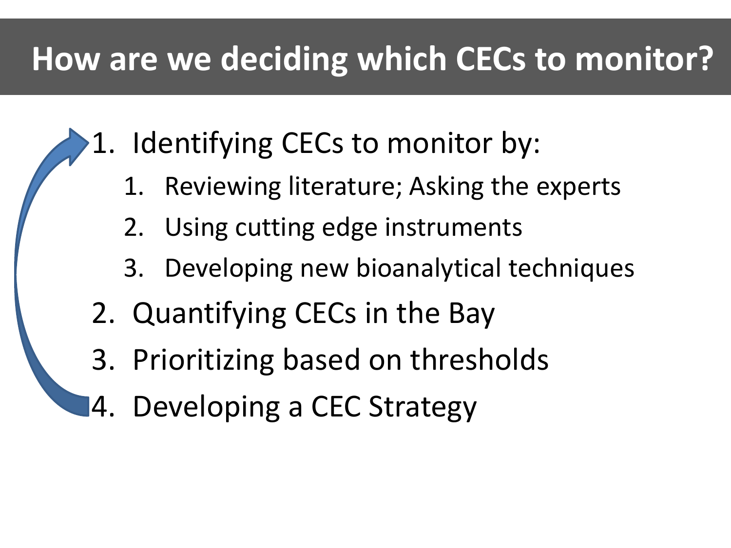# How are we deciding which CECs to monitor?

1. Identifying CECs to monitor by:
   1. Reviewing literature; Asking the experts
   2. Using cutting edge instruments
   3. Developing new bioanalytical techniques
2. Quantifying CECs in the Bay
3. Prioritizing based on thresholds
4. Developing a CEC Strategy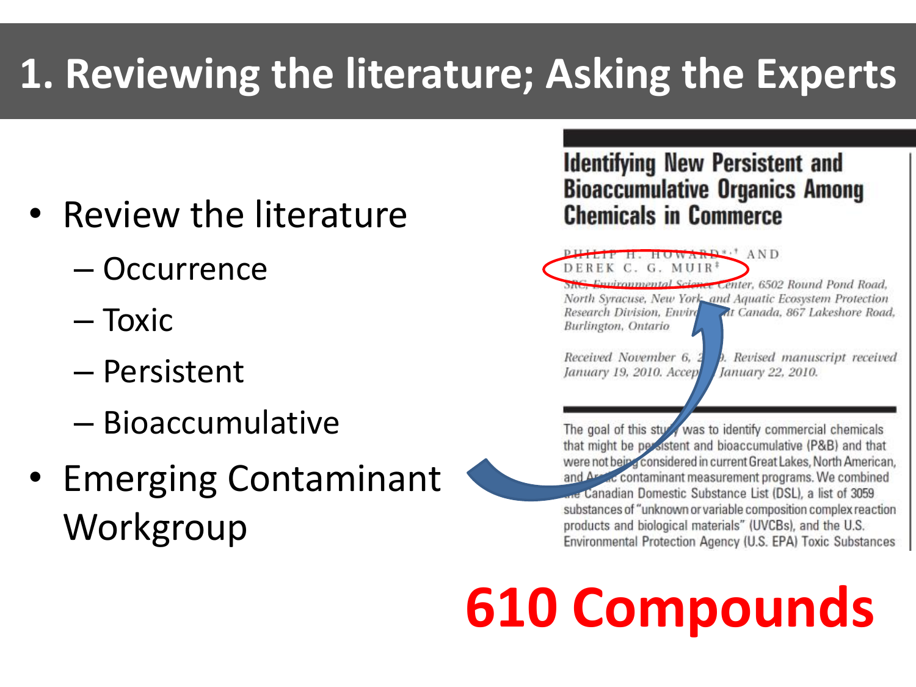# 1. Reviewing the literature; Asking the Experts

- Review the literature
  - Occurrence
  - Toxic
  - Persistent
  - Bioaccumulative
- Emerging Contaminant Workgroup

**Identifying New Persistent and Bioaccumulative Organics Among Chemicals in Commerce**

PHILIP H. HOWARD*,† AND DEREK C. G. MUIR‡

*SRC, Environmental Science Center, 6502 Round Pond Road, North Syracuse, New York, and Aquatic Ecosystem Protection Research Division, Environment Canada, 867 Lakeshore Road, Burlington, Ontario*

*Received November 6, 2009. Revised manuscript received January 19, 2010. Accepted January 22, 2010.*

The goal of this study was to identify commercial chemicals that might be persistent and bioaccumulative (P&B) and that were not being considered in current Great Lakes, North American, and Arctic contaminant measurement programs. We combined the Canadian Domestic Substance List (DSL), a list of 3059 substances of "unknown or variable composition complex reaction products and biological materials" (UVCBs), and the U.S. Environmental Protection Agency (U.S. EPA) Toxic Substances

**610 Compounds**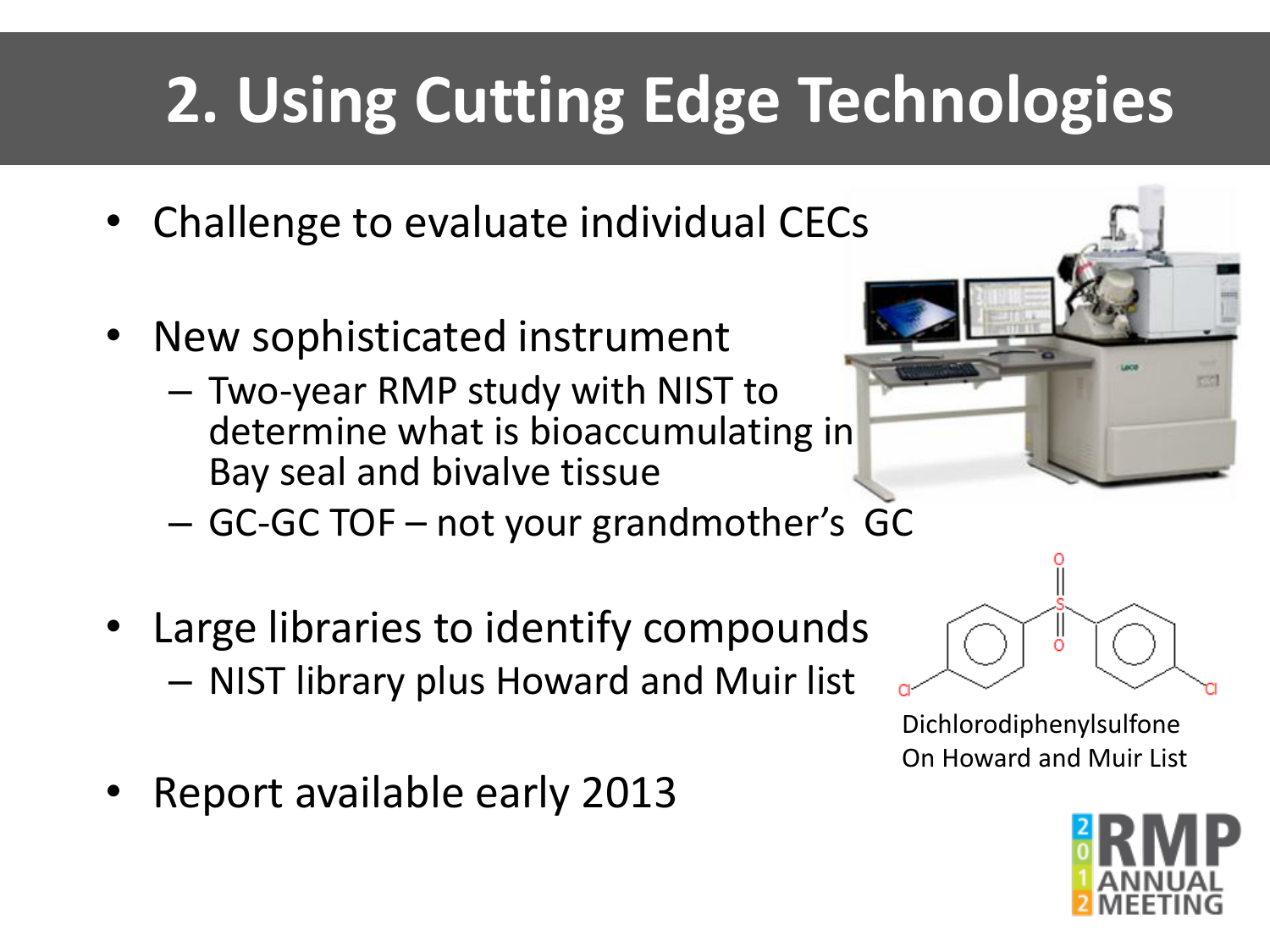# 2. Using Cutting Edge Technologies

- Challenge to evaluate individual CECs
- New sophisticated instrument
  - Two-year RMP study with NIST to determine what is bioaccumulating in Bay seal and bivalve tissue
  - GC-GC TOF – not your grandmother's GC
- Large libraries to identify compounds
  - NIST library plus Howard and Muir list
- Report available early 2013

Dichlorodiphenylsulfone
On Howard and Muir List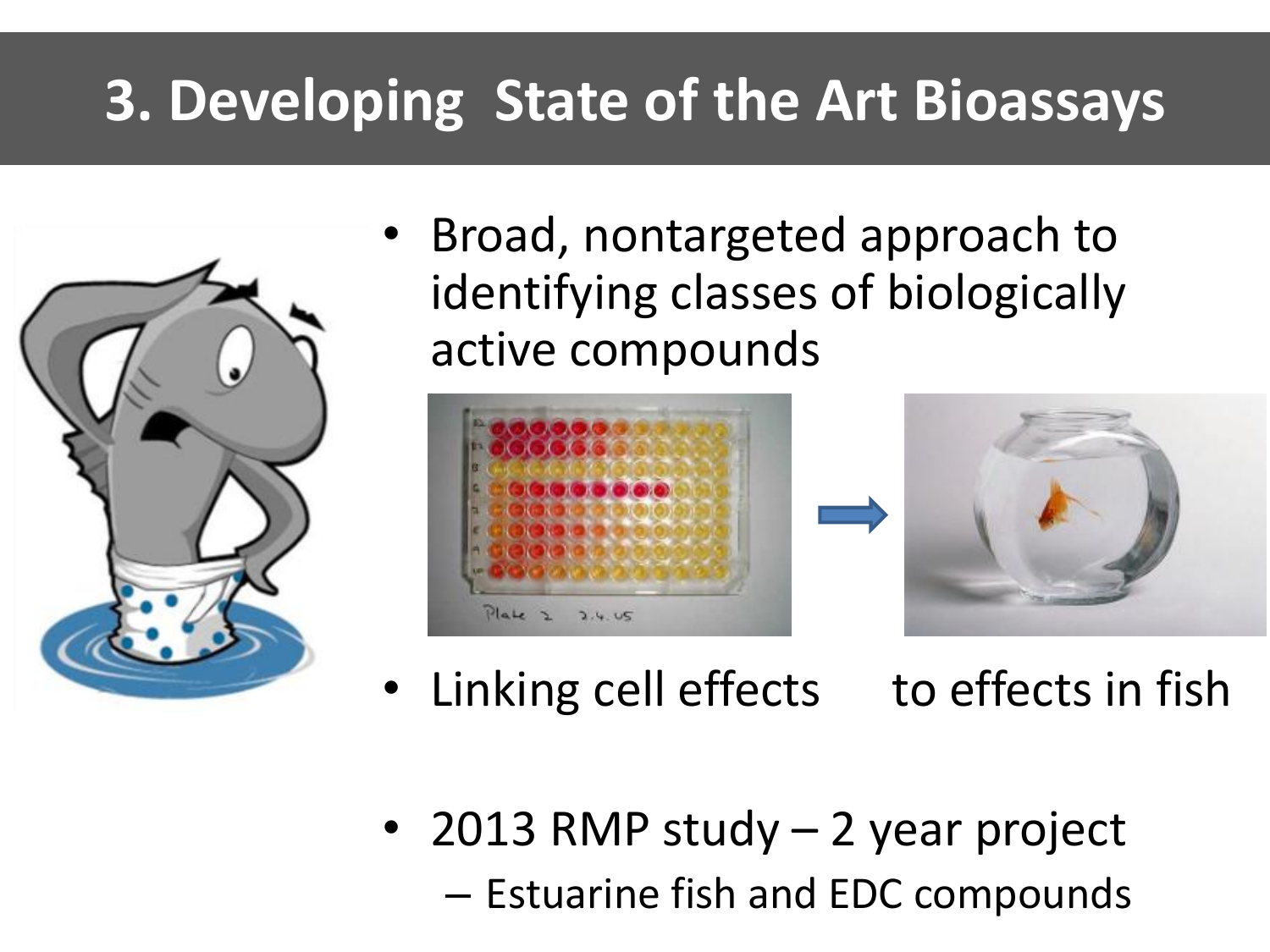# 3. Developing State of the Art Bioassays

- Broad, nontargeted approach to identifying classes of biologically active compounds
- Linking cell effects to effects in fish
- 2013 RMP study – 2 year project
  - Estuarine fish and EDC compounds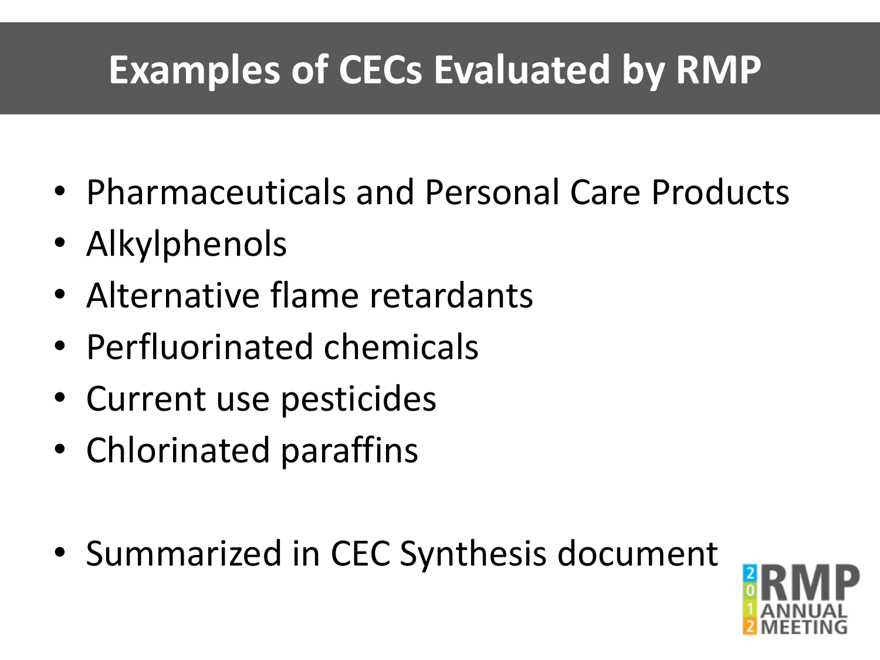# Examples of CECs Evaluated by RMP

- Pharmaceuticals and Personal Care Products
- Alkylphenols
- Alternative flame retardants
- Perfluorinated chemicals
- Current use pesticides
- Chlorinated paraffins

- Summarized in CEC Synthesis document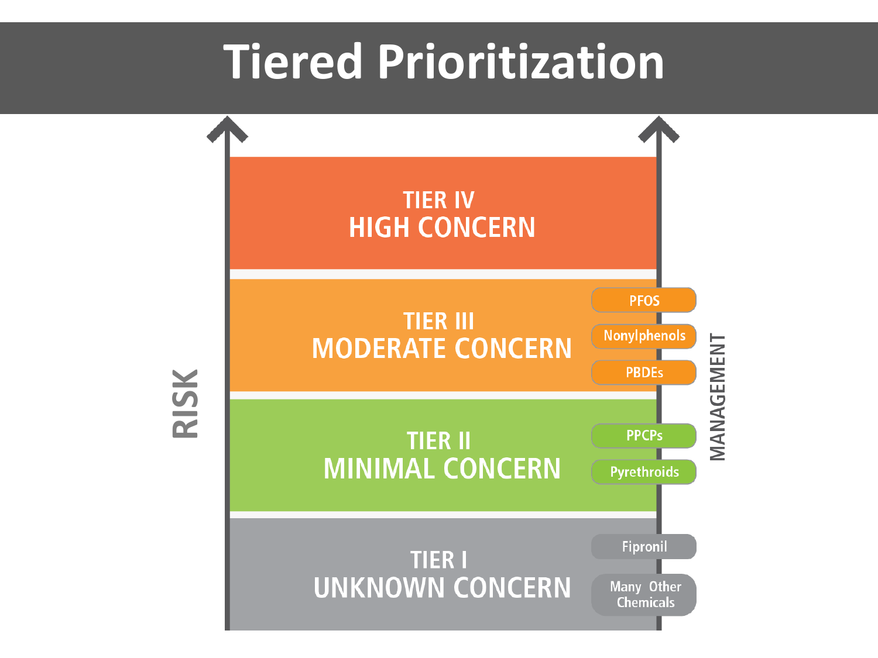# Tiered Prioritization

RISK

MANAGEMENT

**TIER IV**
**HIGH CONCERN**

**TIER III**
**MODERATE CONCERN**

- PFOS
- Nonylphenols
- PBDEs

**TIER II**
**MINIMAL CONCERN**

- PPCPs
- Pyrethroids

**TIER I**
**UNKNOWN CONCERN**

- Fipronil
- Many Other Chemicals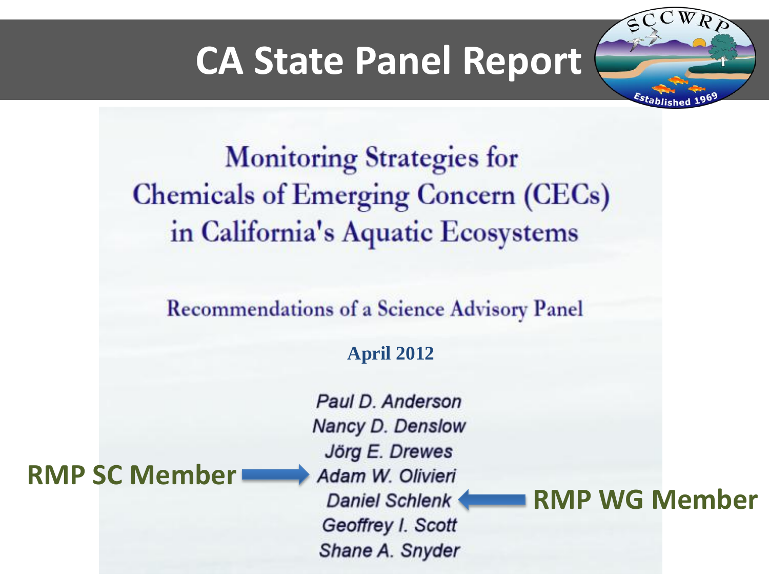# CA State Panel Report

## Monitoring Strategies for Chemicals of Emerging Concern (CECs) in California's Aquatic Ecosystems

Recommendations of a Science Advisory Panel

**April 2012**

*Paul D. Anderson*
*Nancy D. Denslow*
*Jörg E. Drewes*
*Adam W. Olivieri* ← **RMP SC Member**
*Daniel Schlenk* ← **RMP WG Member**
*Geoffrey I. Scott*
*Shane A. Snyder*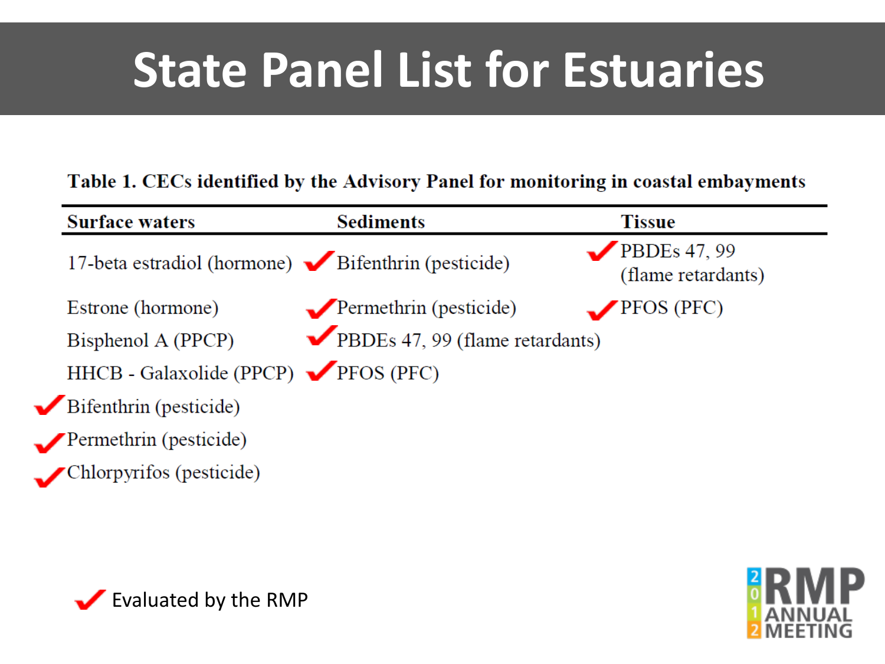# State Panel List for Estuaries

**Table 1. CECs identified by the Advisory Panel for monitoring in coastal embayments**

| Surface waters | Sediments | Tissue |
|---|---|---|
| 17-beta estradiol (hormone) | ✔ Bifenthrin (pesticide) | ✔ PBDEs 47, 99 (flame retardants) |
| Estrone (hormone) | ✔ Permethrin (pesticide) | ✔ PFOS (PFC) |
| Bisphenol A (PPCP) | ✔ PBDEs 47, 99 (flame retardants) | |
| HHCB - Galaxolide (PPCP) | ✔ PFOS (PFC) | |
| ✔ Bifenthrin (pesticide) | | |
| ✔ Permethrin (pesticide) | | |
| ✔ Chlorpyrifos (pesticide) | | |

✔ Evaluated by the RMP

2012 RMP ANNUAL MEETING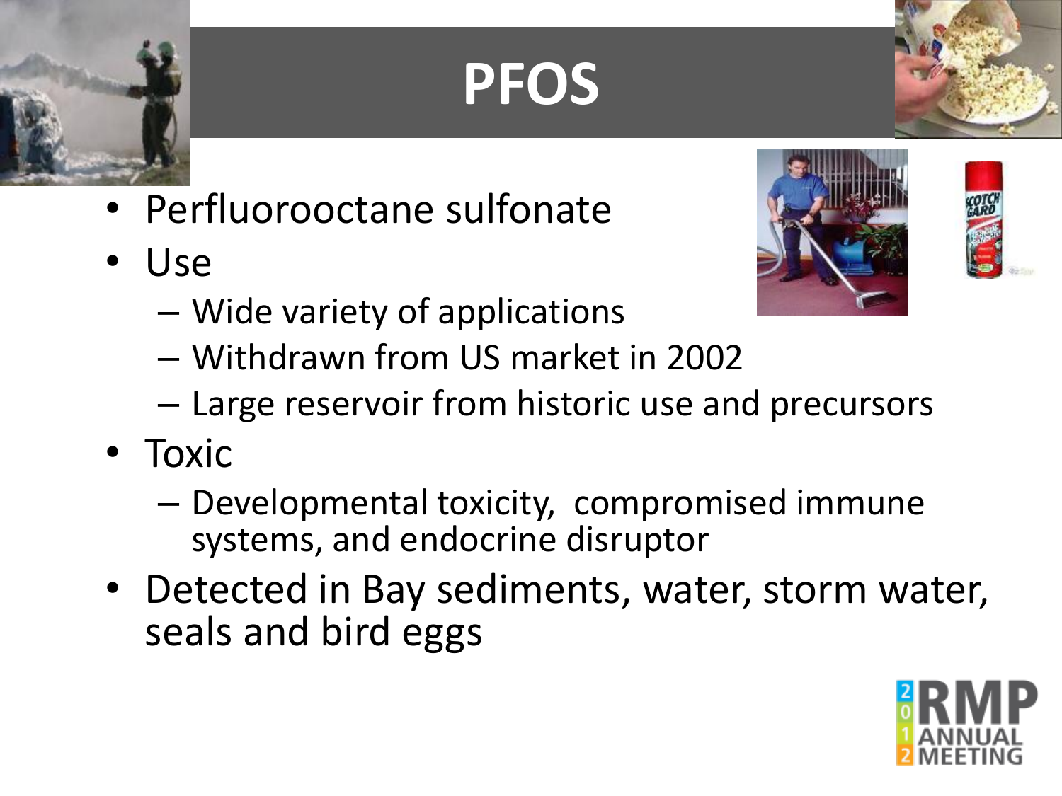# PFOS

- Perfluorooctane sulfonate
- Use
  - Wide variety of applications
  - Withdrawn from US market in 2002
  - Large reservoir from historic use and precursors
- Toxic
  - Developmental toxicity, compromised immune systems, and endocrine disruptor
- Detected in Bay sediments, water, storm water, seals and bird eggs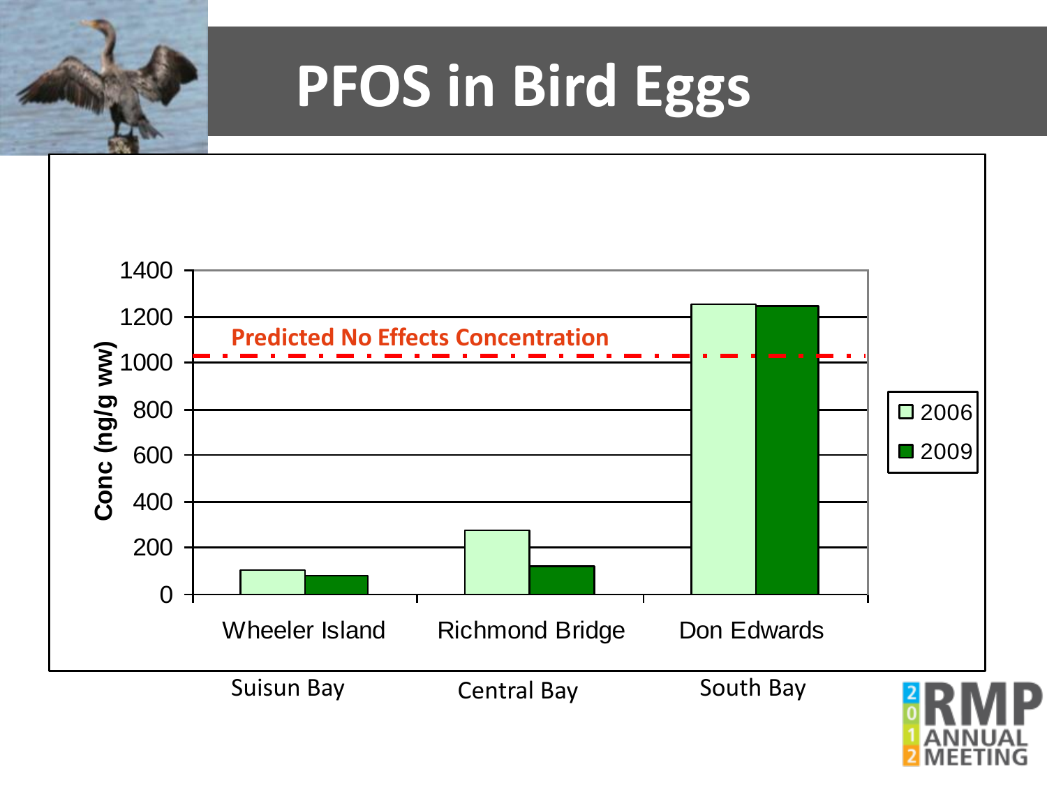# PFOS in Bird Eggs

Predicted No Effects Concentration

Conc (ng/g ww)

| Location | Region | 2006 | 2009 |
|---|---|---|---|
| Wheeler Island | Suisun Bay | | |
| Richmond Bridge | Central Bay | | |
| Don Edwards | South Bay | | |

2012 RMP ANNUAL MEETING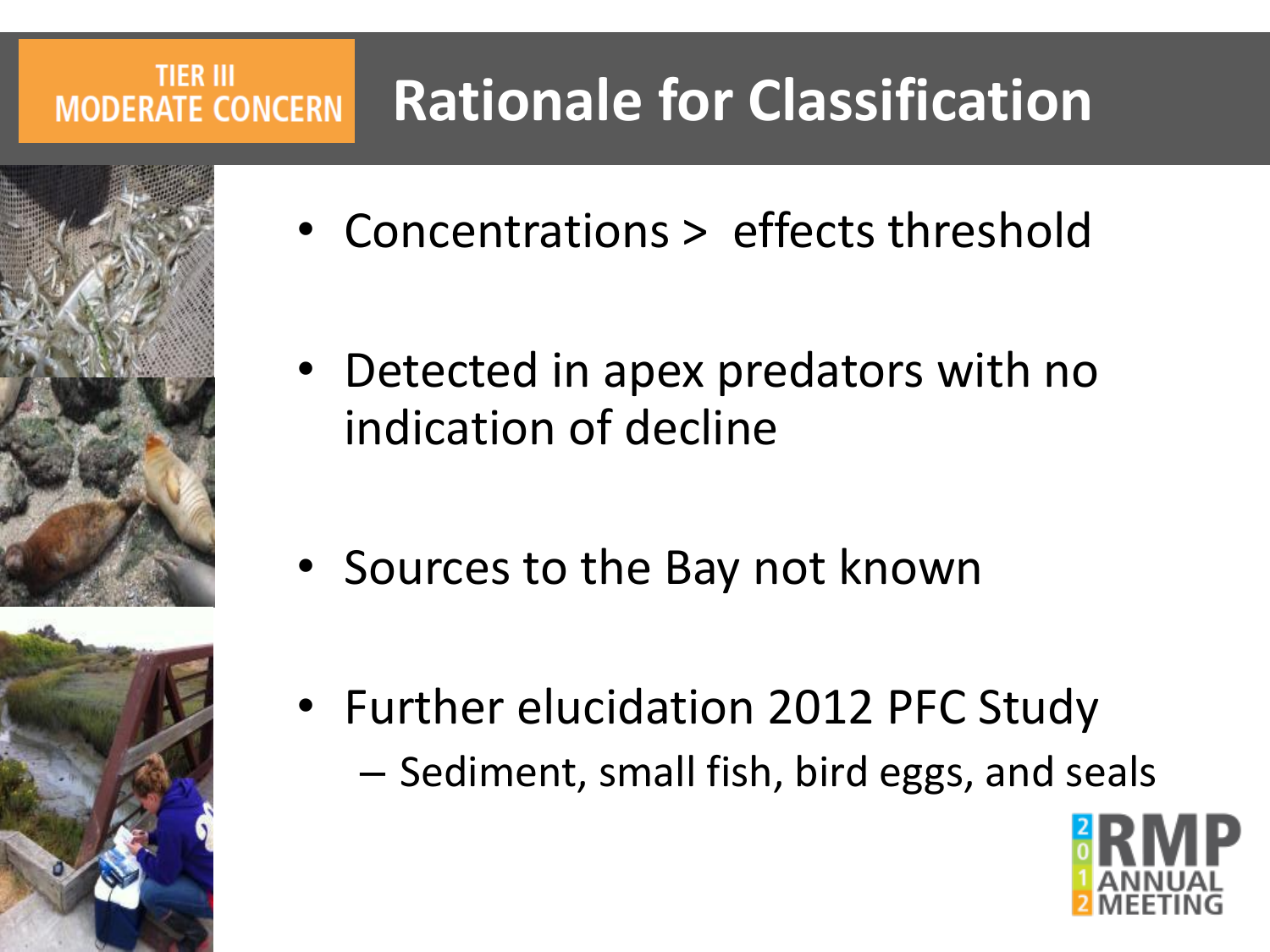TIER III MODERATE CONCERN

# Rationale for Classification

- Concentrations > effects threshold
- Detected in apex predators with no indication of decline
- Sources to the Bay not known
- Further elucidation 2012 PFC Study
  - Sediment, small fish, bird eggs, and seals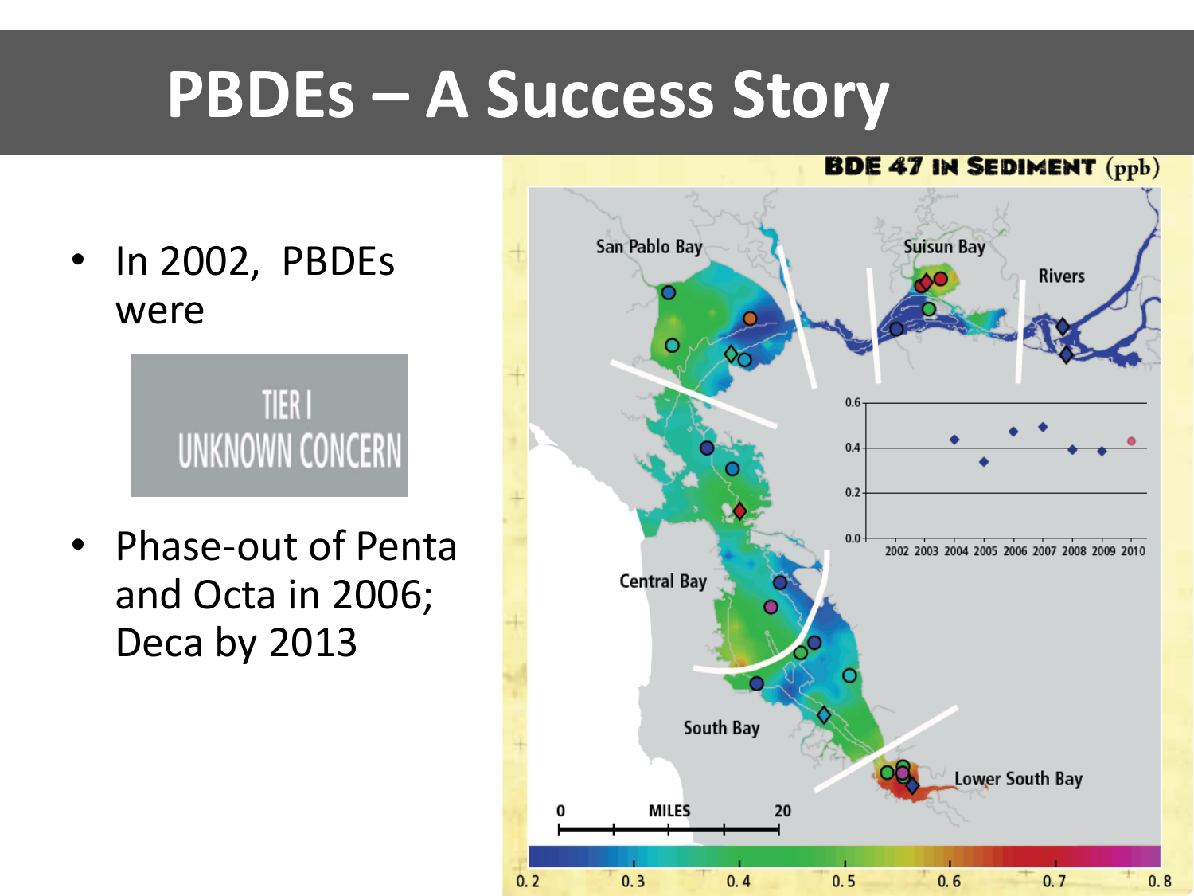# PBDEs – A Success Story

- In 2002, PBDEs were

TIER I
UNKNOWN CONCERN

- Phase-out of Penta and Octa in 2006; Deca by 2013

BDE 47 IN SEDIMENT (ppb)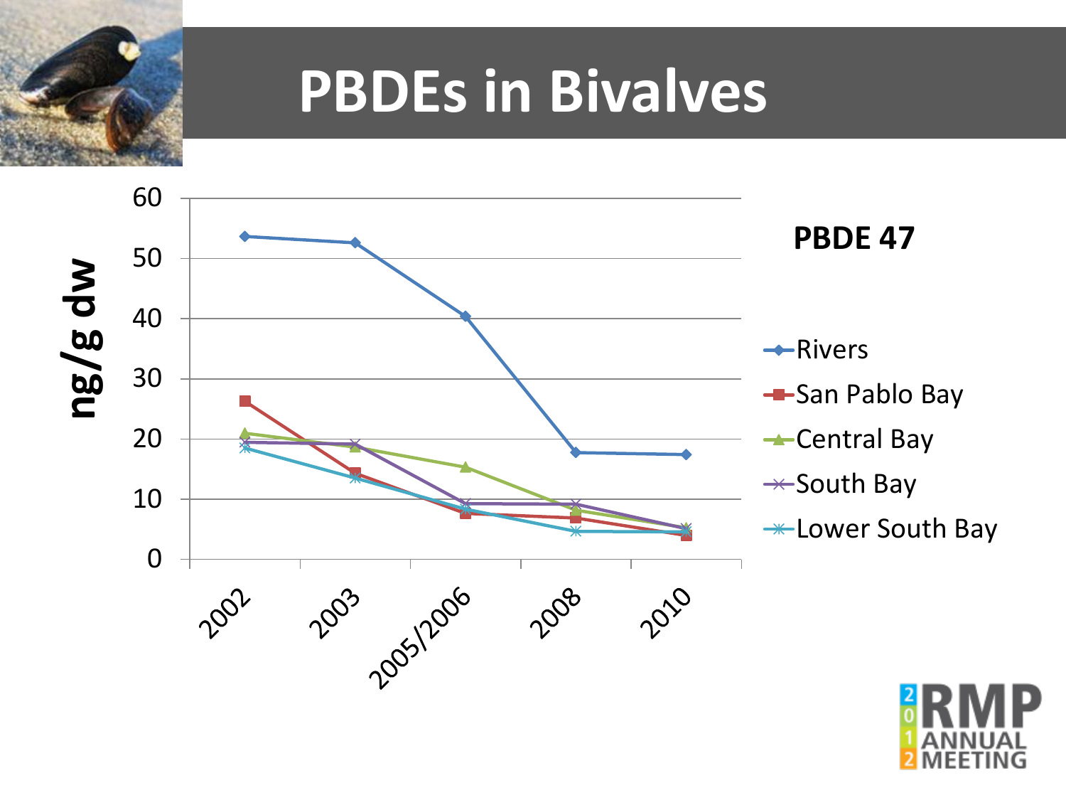# PBDEs in Bivalves

**PBDE 47**

| Year | Rivers | San Pablo Bay | Central Bay | South Bay | Lower South Bay |
|---|---|---|---|---|---|
| 2002 | 53.7 | 26.3 | 21.0 | 19.5 | 18.5 |
| 2003 | 52.7 | 14.5 | 18.7 | 19.2 | 13.6 |
| 2005/2006 | 40.5 | 7.7 | 15.4 | 9.3 | 8.4 |
| 2008 | 17.8 | 6.9 | 8.2 | 9.2 | 4.7 |
| 2010 | 17.5 | 3.9 | 5.3 | 5.1 | 4.6 |

ng/g dw

RMP 2012 Annual Meeting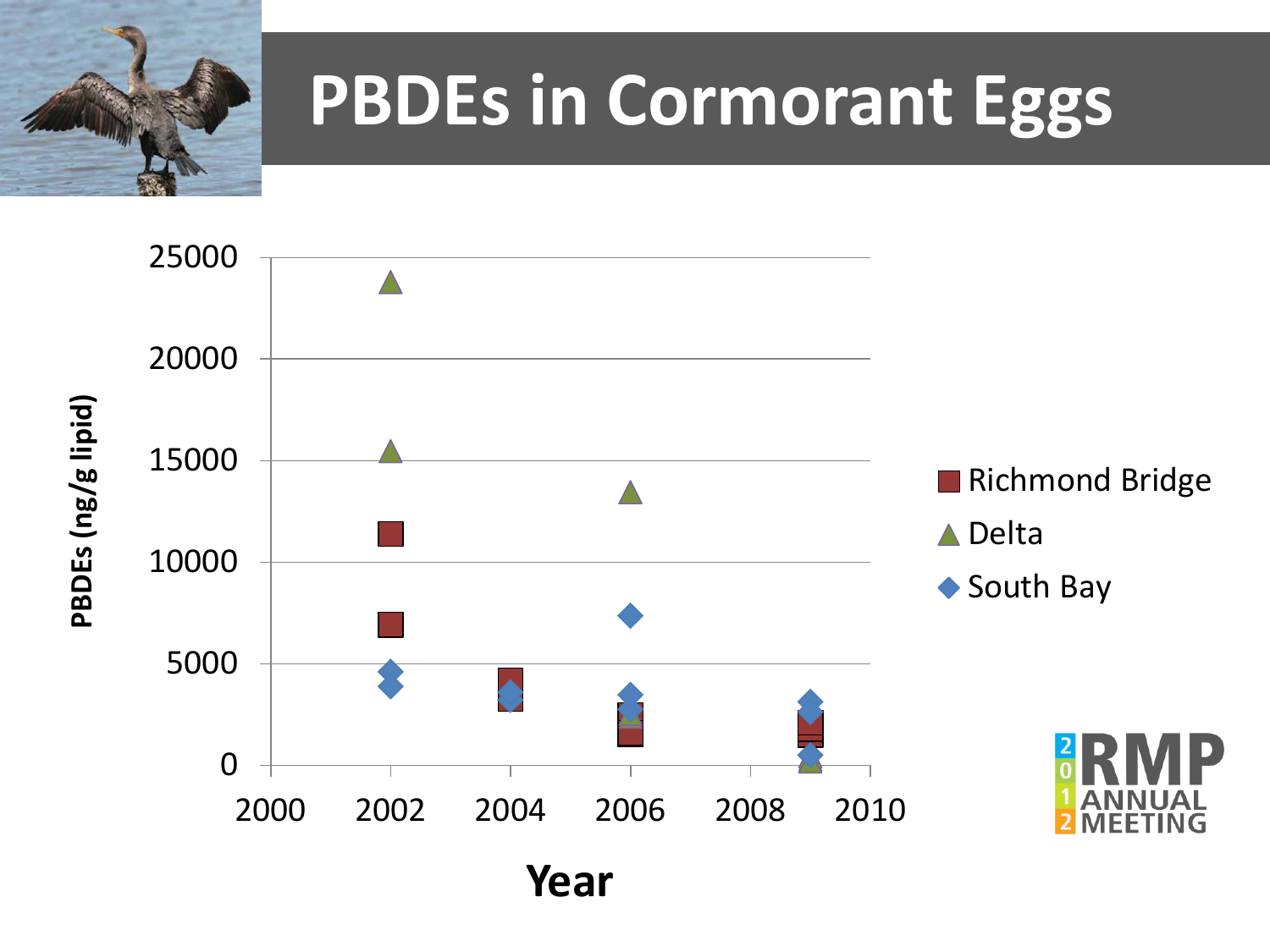# PBDEs in Cormorant Eggs

PBDEs (ng/g lipid)

25000
20000
15000
10000
5000
0

2000 2002 2004 2006 2008 2010

Year

- Richmond Bridge
- Delta
- South Bay

2012 RMP ANNUAL MEETING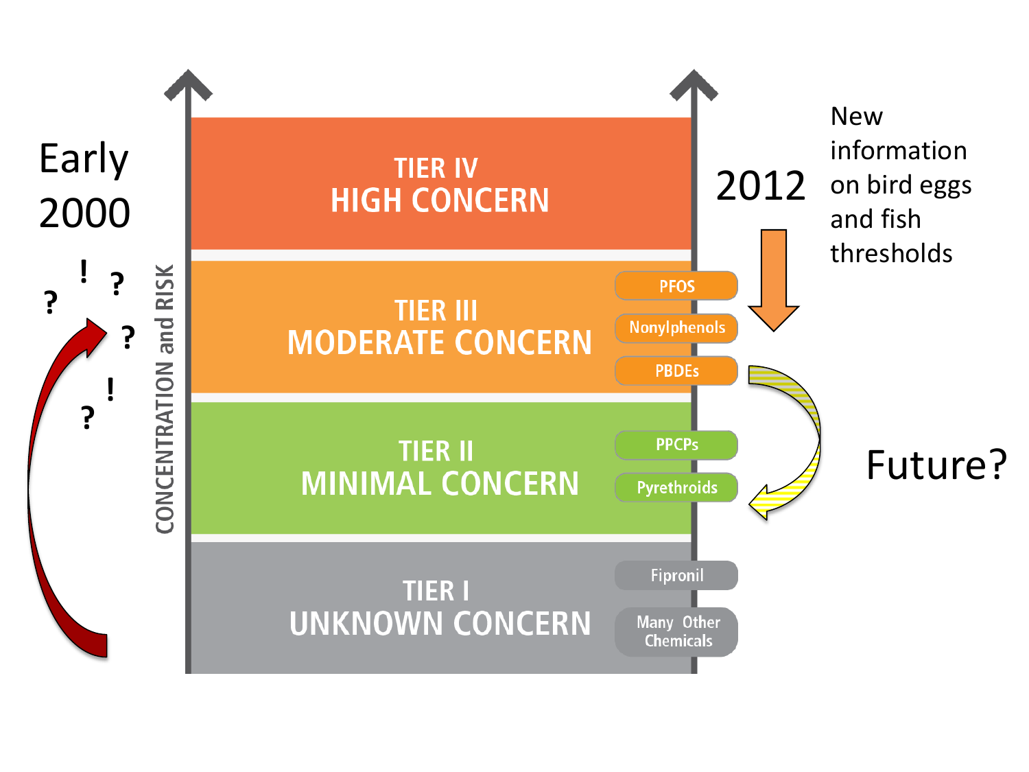Early 2000

? ! ? ? ! ?

CONCENTRATION and RISK

**TIER IV**
**HIGH CONCERN**

**TIER III**
**MODERATE CONCERN**

- PFOS
- Nonylphenols
- PBDEs

**TIER II**
**MINIMAL CONCERN**

- PPCPs
- Pyrethroids

**TIER I**
**UNKNOWN CONCERN**

- Fipronil
- Many Other Chemicals

2012

New information on bird eggs and fish thresholds

Future?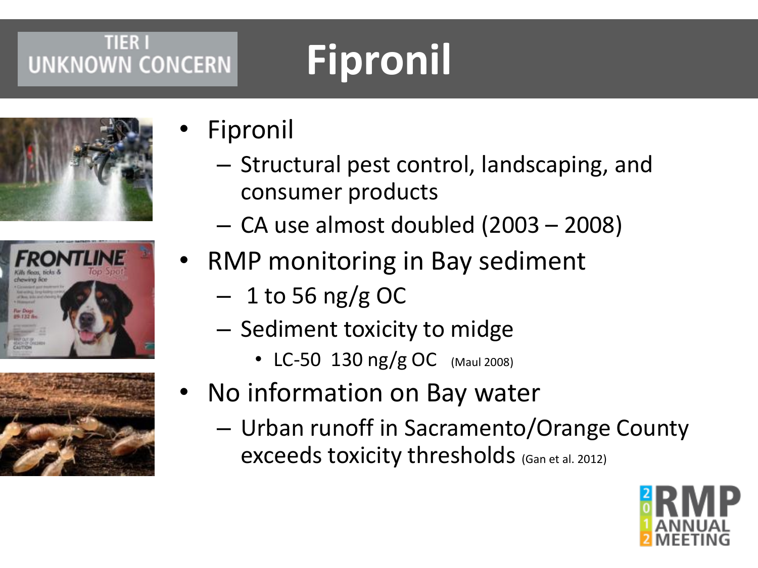TIER I UNKNOWN CONCERN

# Fipronil

- Fipronil
  - Structural pest control, landscaping, and consumer products
  - CA use almost doubled (2003 – 2008)
- RMP monitoring in Bay sediment
  - 1 to 56 ng/g OC
  - Sediment toxicity to midge
    - LC-50 130 ng/g OC (Maul 2008)
- No information on Bay water
  - Urban runoff in Sacramento/Orange County exceeds toxicity thresholds (Gan et al. 2012)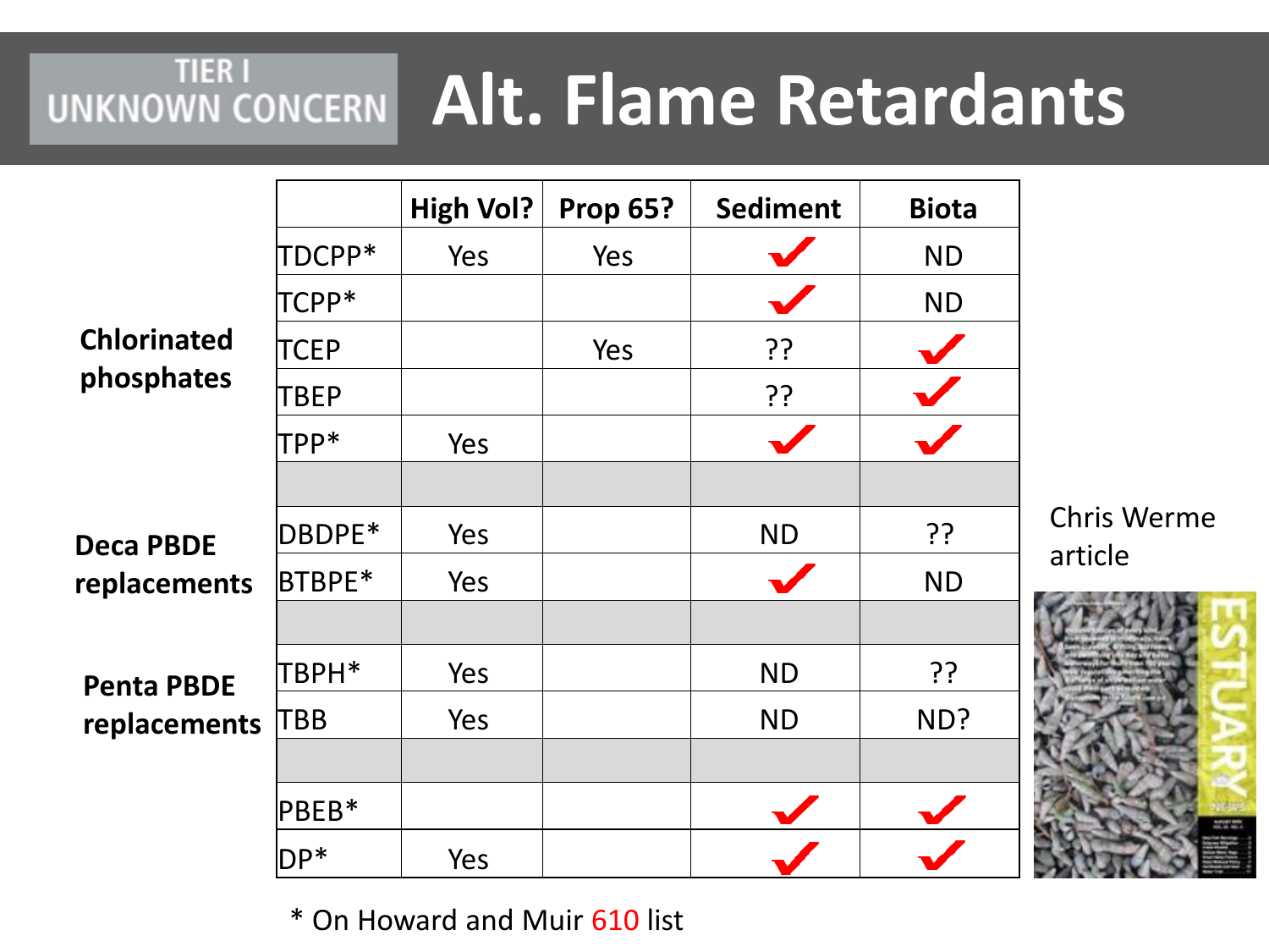TIER I UNKNOWN CONCERN

# Alt. Flame Retardants

| Group | Compound | High Vol? | Prop 65? | Sediment | Biota |
|---|---|---|---|---|---|
| Chlorinated phosphates | TDCPP* | Yes | Yes | ✓ | ND |
| | TCPP* | | | ✓ | ND |
| | TCEP | | Yes | ?? | ✓ |
| | TBEP | | | ?? | ✓ |
| | TPP* | Yes | | ✓ | ✓ |
| | | | | | |
| Deca PBDE replacements | DBDPE* | Yes | | ND | ?? |
| | BTBPE* | Yes | | ✓ | ND |
| | | | | | |
| Penta PBDE replacements | TBPH* | Yes | | ND | ?? |
| | TBB | Yes | | ND | ND? |
| | | | | | |
| | PBEB* | | | ✓ | ✓ |
| | DP* | Yes | | ✓ | ✓ |

\* On Howard and Muir 610 list

Chris Werme article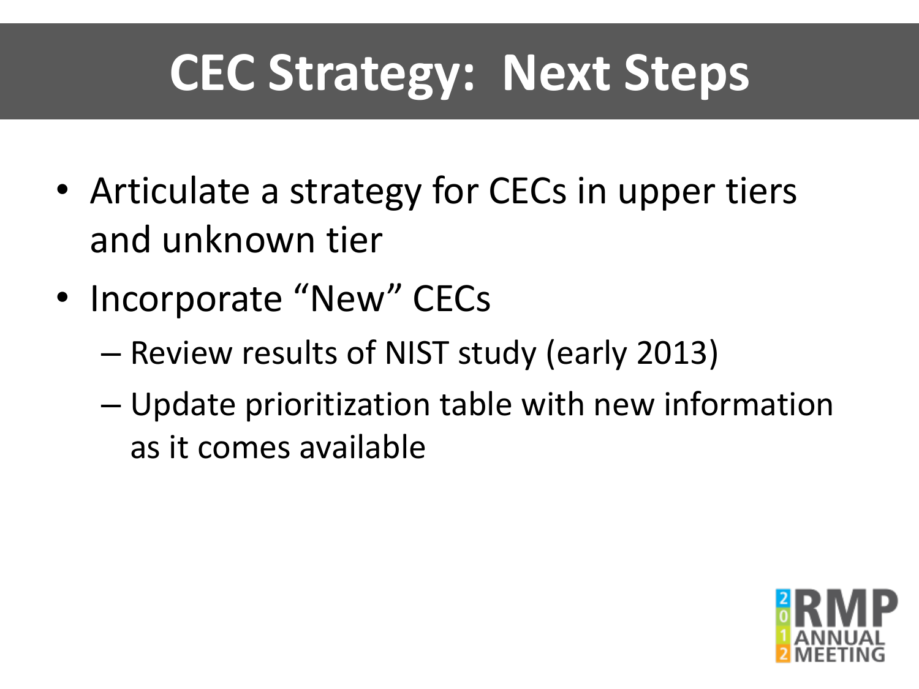# CEC Strategy: Next Steps

- Articulate a strategy for CECs in upper tiers and unknown tier
- Incorporate "New" CECs
  - Review results of NIST study (early 2013)
  - Update prioritization table with new information as it comes available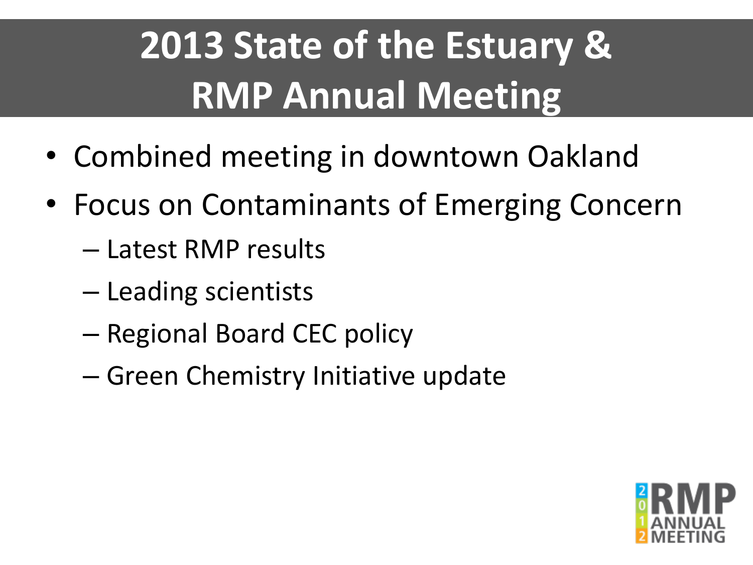# 2013 State of the Estuary & RMP Annual Meeting

- Combined meeting in downtown Oakland
- Focus on Contaminants of Emerging Concern
  - Latest RMP results
  - Leading scientists
  - Regional Board CEC policy
  - Green Chemistry Initiative update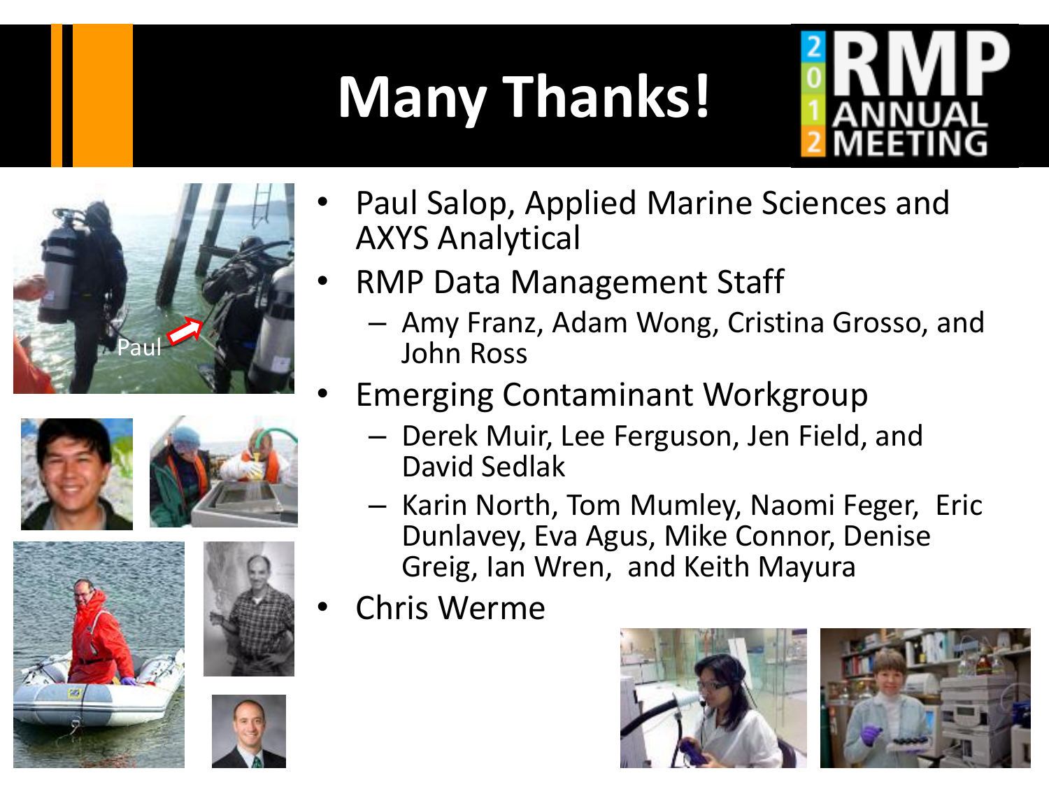# Many Thanks!

2012 RMP ANNUAL MEETING

Paul

- Paul Salop, Applied Marine Sciences and AXYS Analytical
- RMP Data Management Staff
  - Amy Franz, Adam Wong, Cristina Grosso, and John Ross
- Emerging Contaminant Workgroup
  - Derek Muir, Lee Ferguson, Jen Field, and David Sedlak
  - Karin North, Tom Mumley, Naomi Feger, Eric Dunlavey, Eva Agus, Mike Connor, Denise Greig, Ian Wren, and Keith Mayura
- Chris Werme